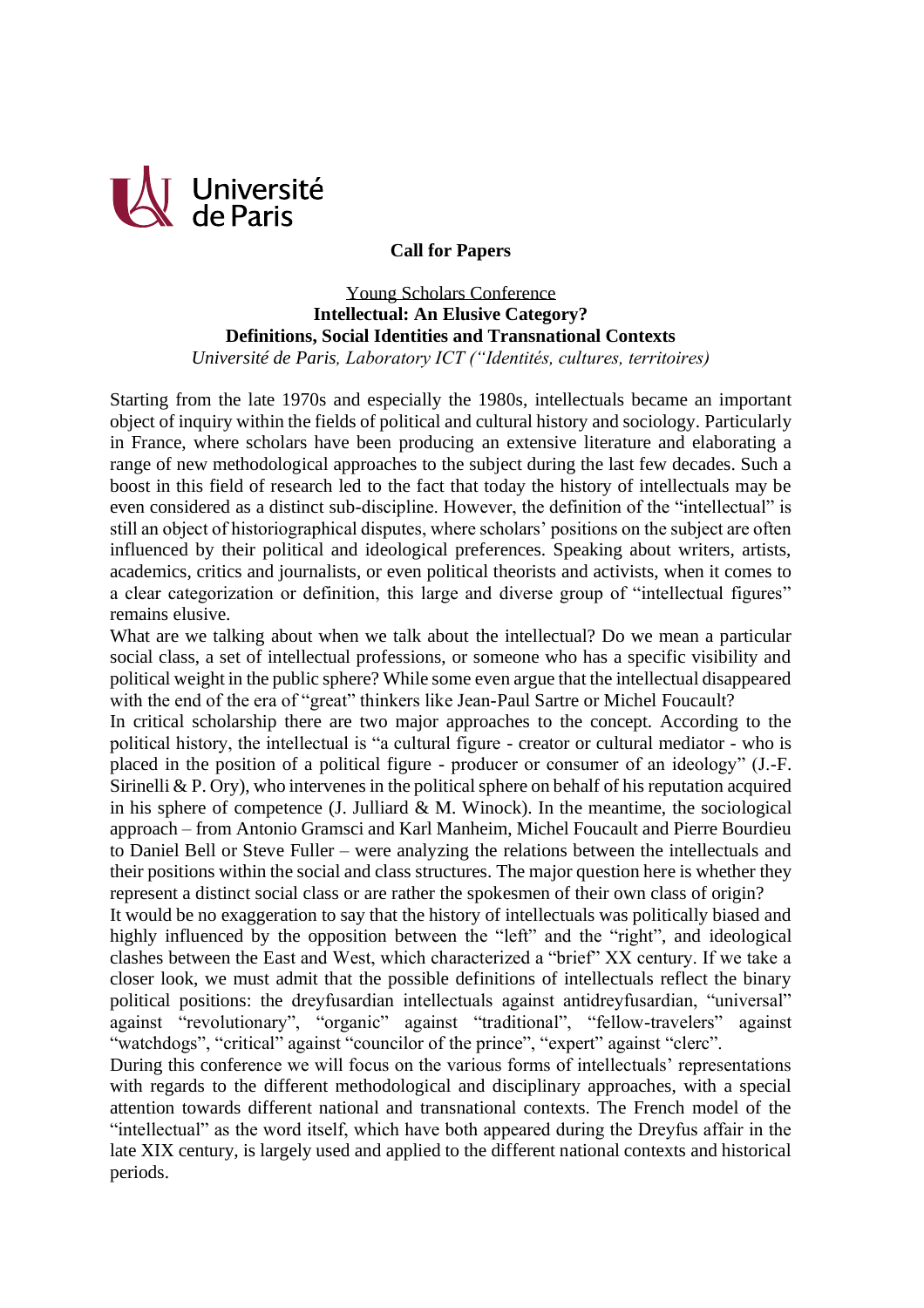Université de Paris

**Call for Papers**

Young Scholars Conference

**Intellectual: An Elusive Category?**

**Definitions, Social Identities and Transnational Contexts**

*Université de Paris, Laboratory ICT ("Identités, cultures, territoires)*

Starting from the late 1970s and especially the 1980s, intellectuals became an important object of inquiry within the fields of political and cultural history and sociology. Particularly in France, where scholars have been producing an extensive literature and elaborating a range of new methodological approaches to the subject during the last few decades. Such a boost in this field of research led to the fact that today the history of intellectuals may be even considered as a distinct sub-discipline. However, the definition of the "intellectual" is still an object of historiographical disputes, where scholars' positions on the subject are often influenced by their political and ideological preferences. Speaking about writers, artists, academics, critics and journalists, or even political theorists and activists, when it comes to a clear categorization or definition, this large and diverse group of "intellectual figures" remains elusive.

What are we talking about when we talk about the intellectual? Do we mean a particular social class, a set of intellectual professions, or someone who has a specific visibility and political weight in the public sphere? While some even argue that the intellectual disappeared with the end of the era of "great" thinkers like Jean-Paul Sartre or Michel Foucault?

In critical scholarship there are two major approaches to the concept. According to the political history, the intellectual is "a cultural figure - creator or cultural mediator - who is placed in the position of a political figure - producer or consumer of an ideology" (J.-F. Sirinelli & P. Ory), who intervenes in the political sphere on behalf of his reputation acquired in his sphere of competence (J. Julliard & M. Winock). In the meantime, the sociological approach – from Antonio Gramsci and Karl Manheim, Michel Foucault and Pierre Bourdieu to Daniel Bell or Steve Fuller – were analyzing the relations between the intellectuals and their positions within the social and class structures. The major question here is whether they represent a distinct social class or are rather the spokesmen of their own class of origin?

It would be no exaggeration to say that the history of intellectuals was politically biased and highly influenced by the opposition between the "left" and the "right", and ideological clashes between the East and West, which characterized a "brief" XX century. If we take a closer look, we must admit that the possible definitions of intellectuals reflect the binary political positions: the dreyfusardian intellectuals against antidreyfusardian, "universal" against "revolutionary", "organic" against "traditional", "fellow-travelers" against "watchdogs", "critical" against "councilor of the prince", "expert" against "clerc".

During this conference we will focus on the various forms of intellectuals' representations with regards to the different methodological and disciplinary approaches, with a special attention towards different national and transnational contexts. The French model of the "intellectual" as the word itself, which have both appeared during the Dreyfus affair in the late XIX century, is largely used and applied to the different national contexts and historical periods.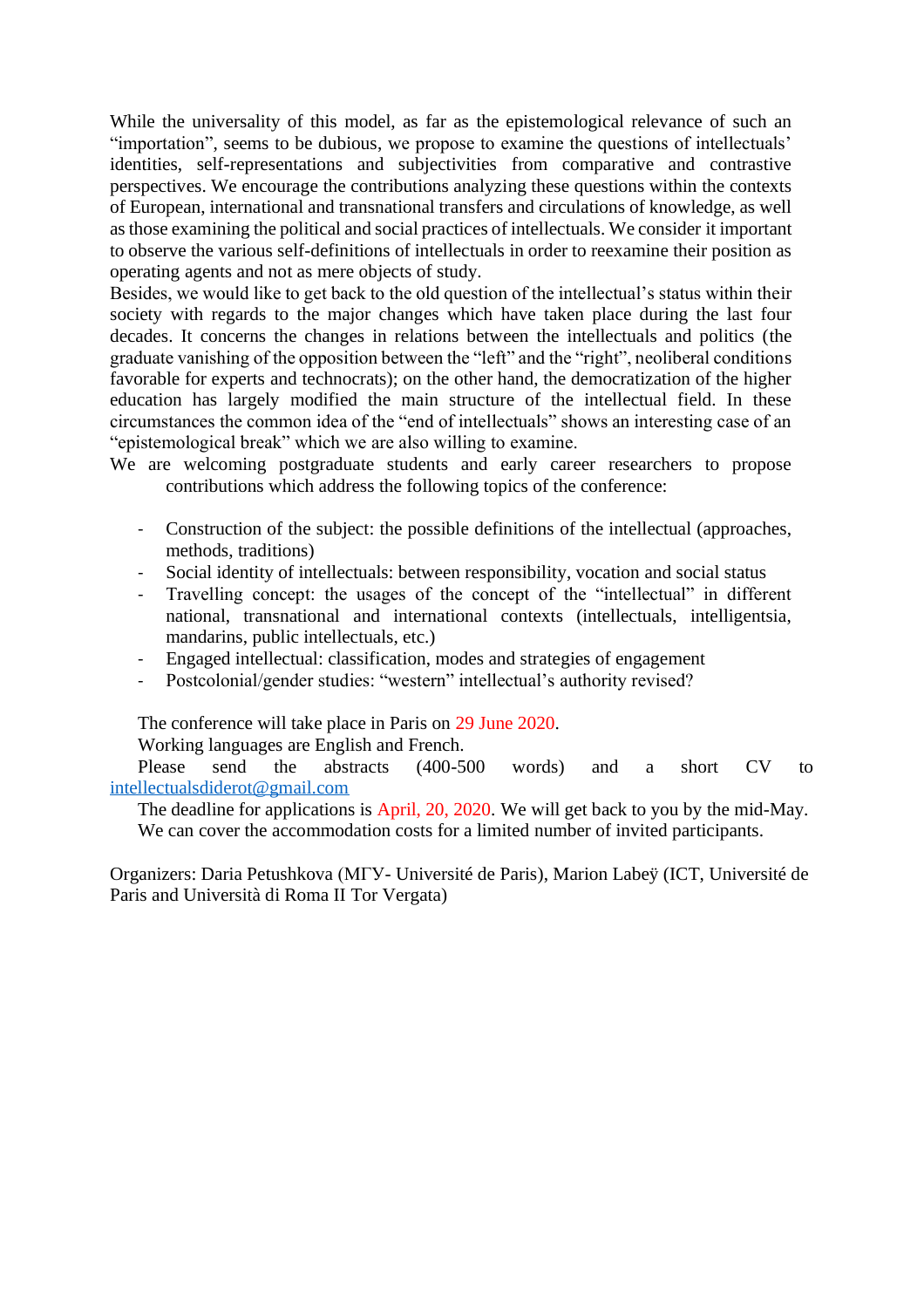While the universality of this model, as far as the epistemological relevance of such an "importation", seems to be dubious, we propose to examine the questions of intellectuals' identities, self-representations and subjectivities from comparative and contrastive perspectives. We encourage the contributions analyzing these questions within the contexts of European, international and transnational transfers and circulations of knowledge, as well as those examining the political and social practices of intellectuals. We consider it important to observe the various self-definitions of intellectuals in order to reexamine their position as operating agents and not as mere objects of study.

Besides, we would like to get back to the old question of the intellectual's status within their society with regards to the major changes which have taken place during the last four decades. It concerns the changes in relations between the intellectuals and politics (the graduate vanishing of the opposition between the "left" and the "right", neoliberal conditions favorable for experts and technocrats); on the other hand, the democratization of the higher education has largely modified the main structure of the intellectual field. In these circumstances the common idea of the "end of intellectuals" shows an interesting case of an "epistemological break" which we are also willing to examine.

We are welcoming postgraduate students and early career researchers to propose contributions which address the following topics of the conference:

- Construction of the subject: the possible definitions of the intellectual (approaches, methods, traditions)
- Social identity of intellectuals: between responsibility, vocation and social status
- Travelling concept: the usages of the concept of the "intellectual" in different national, transnational and international contexts (intellectuals, intelligentsia, mandarins, public intellectuals, etc.)
- Engaged intellectual: classification, modes and strategies of engagement
- Postcolonial/gender studies: "western" intellectual's authority revised?

The conference will take place in Paris on 29 June 2020.

Working languages are English and French.

Please send the abstracts (400-500 words) and a short CV to intellectualsdiderot@gmail.com

The deadline for applications is April, 20, 2020. We will get back to you by the mid-May.

We can cover the accommodation costs for a limited number of invited participants.

Organizers: Daria Petushkova (МГУ- Université de Paris), Marion Labeÿ (ICT, Université de Paris and Università di Roma II Tor Vergata)